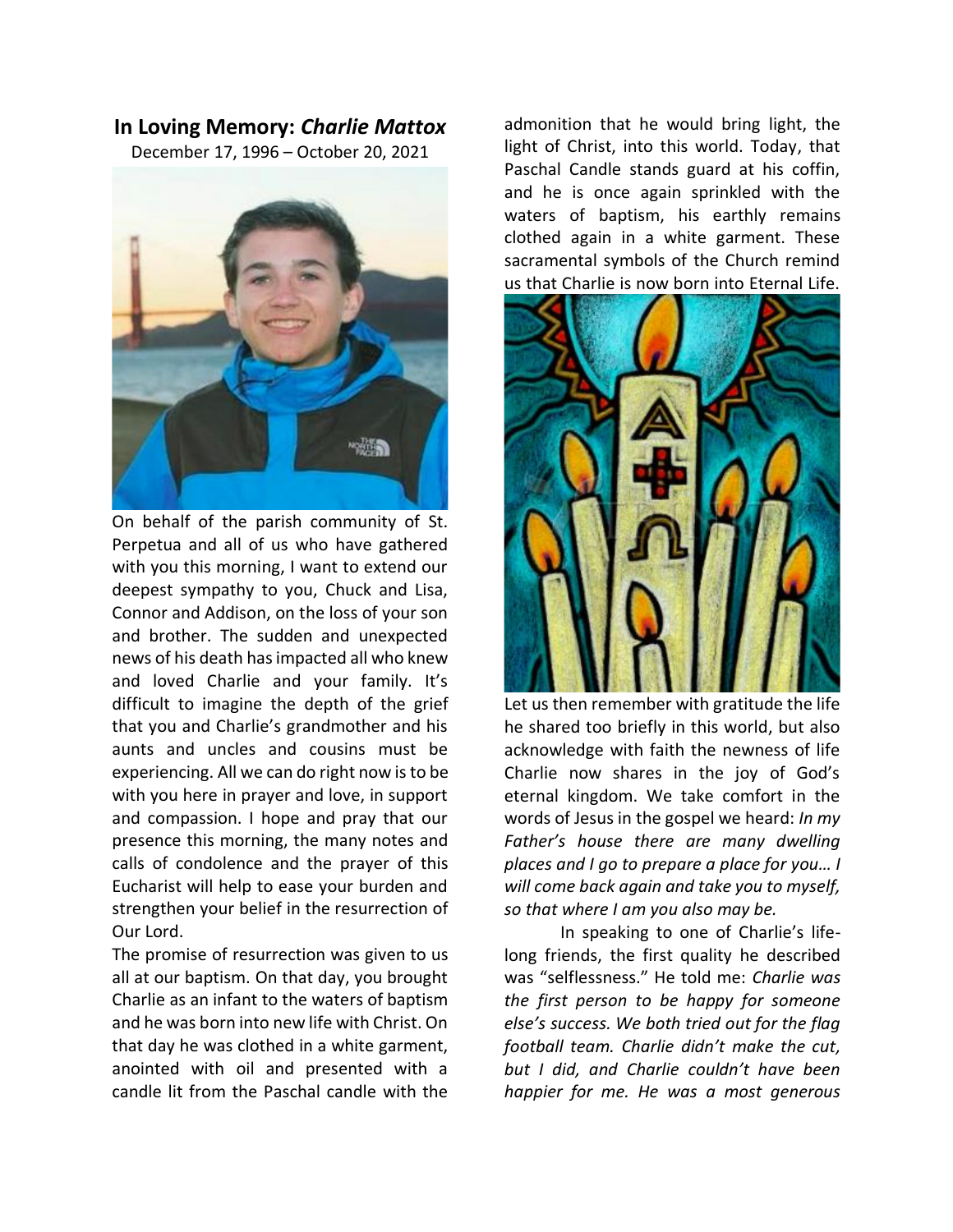**In Loving Memory:** ***Charlie Mattox***

December 17, 1996 – October 20, 2021

On behalf of the parish community of St. Perpetua and all of us who have gathered with you this morning, I want to extend our deepest sympathy to you, Chuck and Lisa, Connor and Addison, on the loss of your son and brother. The sudden and unexpected news of his death has impacted all who knew and loved Charlie and your family. It's difficult to imagine the depth of the grief that you and Charlie's grandmother and his aunts and uncles and cousins must be experiencing. All we can do right now is to be with you here in prayer and love, in support and compassion. I hope and pray that our presence this morning, the many notes and calls of condolence and the prayer of this Eucharist will help to ease your burden and strengthen your belief in the resurrection of Our Lord.

The promise of resurrection was given to us all at our baptism. On that day, you brought Charlie as an infant to the waters of baptism and he was born into new life with Christ. On that day he was clothed in a white garment, anointed with oil and presented with a candle lit from the Paschal candle with the admonition that he would bring light, the light of Christ, into this world. Today, that Paschal Candle stands guard at his coffin, and he is once again sprinkled with the waters of baptism, his earthly remains clothed again in a white garment. These sacramental symbols of the Church remind us that Charlie is now born into Eternal Life.

Let us then remember with gratitude the life he shared too briefly in this world, but also acknowledge with faith the newness of life Charlie now shares in the joy of God's eternal kingdom. We take comfort in the words of Jesus in the gospel we heard: *In my Father's house there are many dwelling places and I go to prepare a place for you… I will come back again and take you to myself, so that where I am you also may be.*

In speaking to one of Charlie's life-long friends, the first quality he described was "selflessness." He told me: *Charlie was the first person to be happy for someone else's success. We both tried out for the flag football team. Charlie didn't make the cut, but I did, and Charlie couldn't have been happier for me. He was a most generous*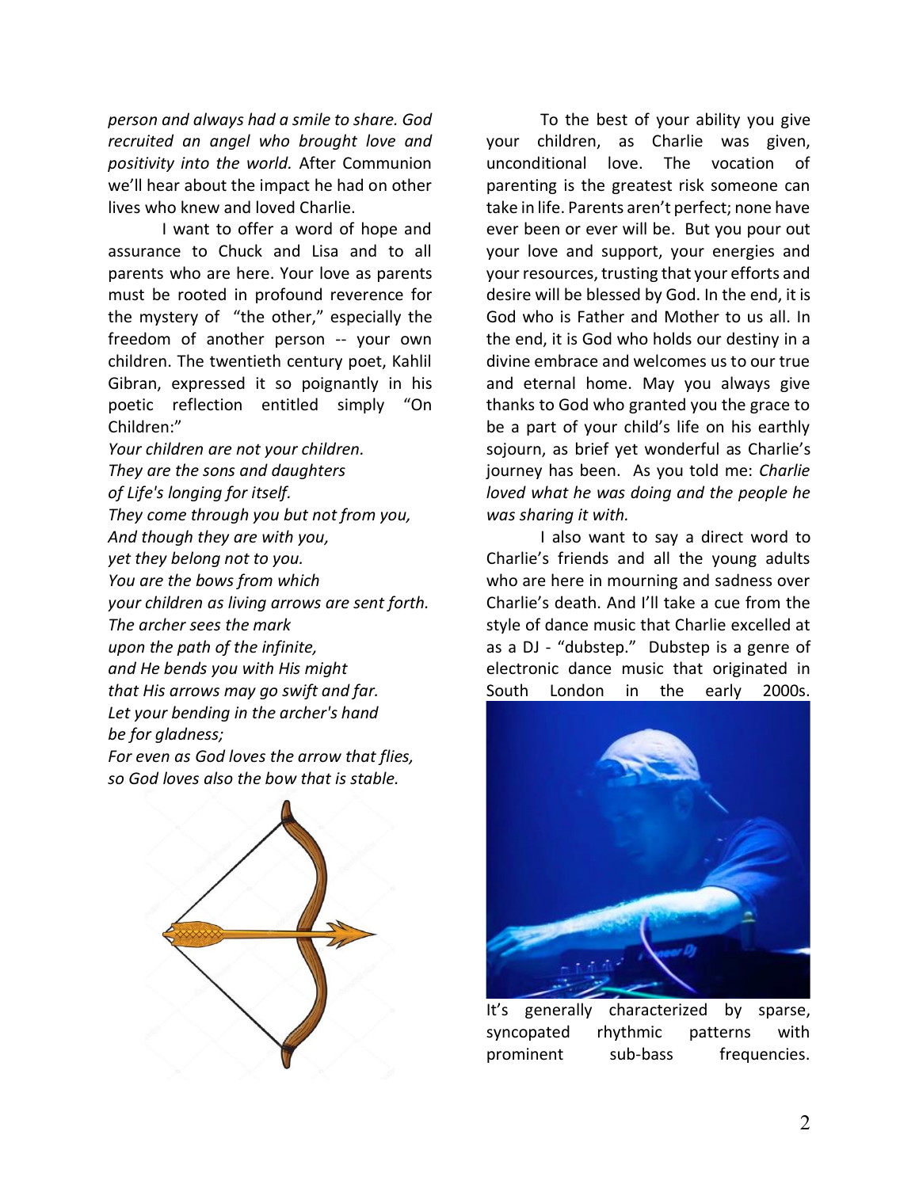*person and always had a smile to share. God recruited an angel who brought love and positivity into the world.* After Communion we'll hear about the impact he had on other lives who knew and loved Charlie.

I want to offer a word of hope and assurance to Chuck and Lisa and to all parents who are here. Your love as parents must be rooted in profound reverence for the mystery of "the other," especially the freedom of another person -- your own children. The twentieth century poet, Kahlil Gibran, expressed it so poignantly in his poetic reflection entitled simply "On Children:"

*Your children are not your children.*
*They are the sons and daughters*
*of Life's longing for itself.*
*They come through you but not from you,*
*And though they are with you,*
*yet they belong not to you.*
*You are the bows from which*
*your children as living arrows are sent forth.*
*The archer sees the mark*
*upon the path of the infinite,*
*and He bends you with His might*
*that His arrows may go swift and far.*
*Let your bending in the archer's hand*
*be for gladness;*
*For even as God loves the arrow that flies,*
*so God loves also the bow that is stable.*

To the best of your ability you give your children, as Charlie was given, unconditional love. The vocation of parenting is the greatest risk someone can take in life. Parents aren't perfect; none have ever been or ever will be. But you pour out your love and support, your energies and your resources, trusting that your efforts and desire will be blessed by God. In the end, it is God who is Father and Mother to us all. In the end, it is God who holds our destiny in a divine embrace and welcomes us to our true and eternal home. May you always give thanks to God who granted you the grace to be a part of your child's life on his earthly sojourn, as brief yet wonderful as Charlie's journey has been. As you told me: *Charlie loved what he was doing and the people he was sharing it with.*

I also want to say a direct word to Charlie's friends and all the young adults who are here in mourning and sadness over Charlie's death. And I'll take a cue from the style of dance music that Charlie excelled at as a DJ - "dubstep." Dubstep is a genre of electronic dance music that originated in South London in the early 2000s. It's generally characterized by sparse, syncopated rhythmic patterns with prominent sub-bass frequencies.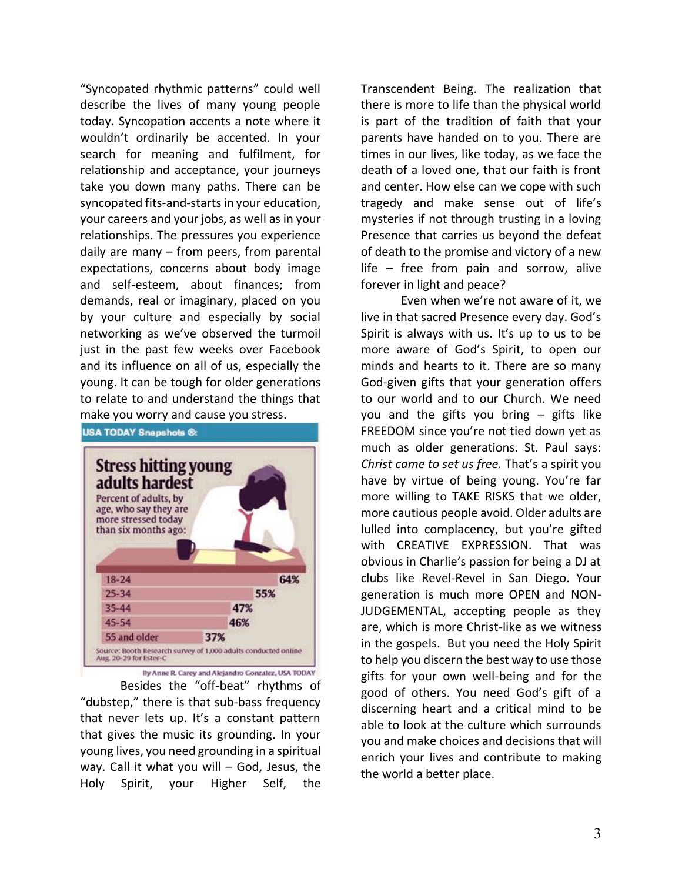"Syncopated rhythmic patterns" could well describe the lives of many young people today. Syncopation accents a note where it wouldn't ordinarily be accented. In your search for meaning and fulfilment, for relationship and acceptance, your journeys take you down many paths. There can be syncopated fits-and-starts in your education, your careers and your jobs, as well as in your relationships. The pressures you experience daily are many – from peers, from parental expectations, concerns about body image and self-esteem, about finances; from demands, real or imaginary, placed on you by your culture and especially by social networking as we've observed the turmoil just in the past few weeks over Facebook and its influence on all of us, especially the young. It can be tough for older generations to relate to and understand the things that make you worry and cause you stress.

**USA TODAY Snapshots ®**

**Stress hitting young adults hardest**

Percent of adults, by age, who say they are more stressed today than six months ago:

| Age | Percent |
|---|---|
| 18-24 | 64% |
| 25-34 | 55% |
| 35-44 | 47% |
| 45-54 | 46% |
| 55 and older | 37% |

Source: Booth Research survey of 1,000 adults conducted online Aug. 20-29 for Ester-C

By Anne R. Carey and Alejandro Gonzalez, USA TODAY

Besides the "off-beat" rhythms of "dubstep," there is that sub-bass frequency that never lets up. It's a constant pattern that gives the music its grounding. In your young lives, you need grounding in a spiritual way. Call it what you will – God, Jesus, the Holy Spirit, your Higher Self, the Transcendent Being. The realization that there is more to life than the physical world is part of the tradition of faith that your parents have handed on to you. There are times in our lives, like today, as we face the death of a loved one, that our faith is front and center. How else can we cope with such tragedy and make sense out of life's mysteries if not through trusting in a loving Presence that carries us beyond the defeat of death to the promise and victory of a new life – free from pain and sorrow, alive forever in light and peace?

Even when we're not aware of it, we live in that sacred Presence every day. God's Spirit is always with us. It's up to us to be more aware of God's Spirit, to open our minds and hearts to it. There are so many God-given gifts that your generation offers to our world and to our Church. We need you and the gifts you bring – gifts like FREEDOM since you're not tied down yet as much as older generations. St. Paul says: *Christ came to set us free.* That's a spirit you have by virtue of being young. You're far more willing to TAKE RISKS that we older, more cautious people avoid. Older adults are lulled into complacency, but you're gifted with CREATIVE EXPRESSION. That was obvious in Charlie's passion for being a DJ at clubs like Revel-Revel in San Diego. Your generation is much more OPEN and NON-JUDGEMENTAL, accepting people as they are, which is more Christ-like as we witness in the gospels. But you need the Holy Spirit to help you discern the best way to use those gifts for your own well-being and for the good of others. You need God's gift of a discerning heart and a critical mind to be able to look at the culture which surrounds you and make choices and decisions that will enrich your lives and contribute to making the world a better place.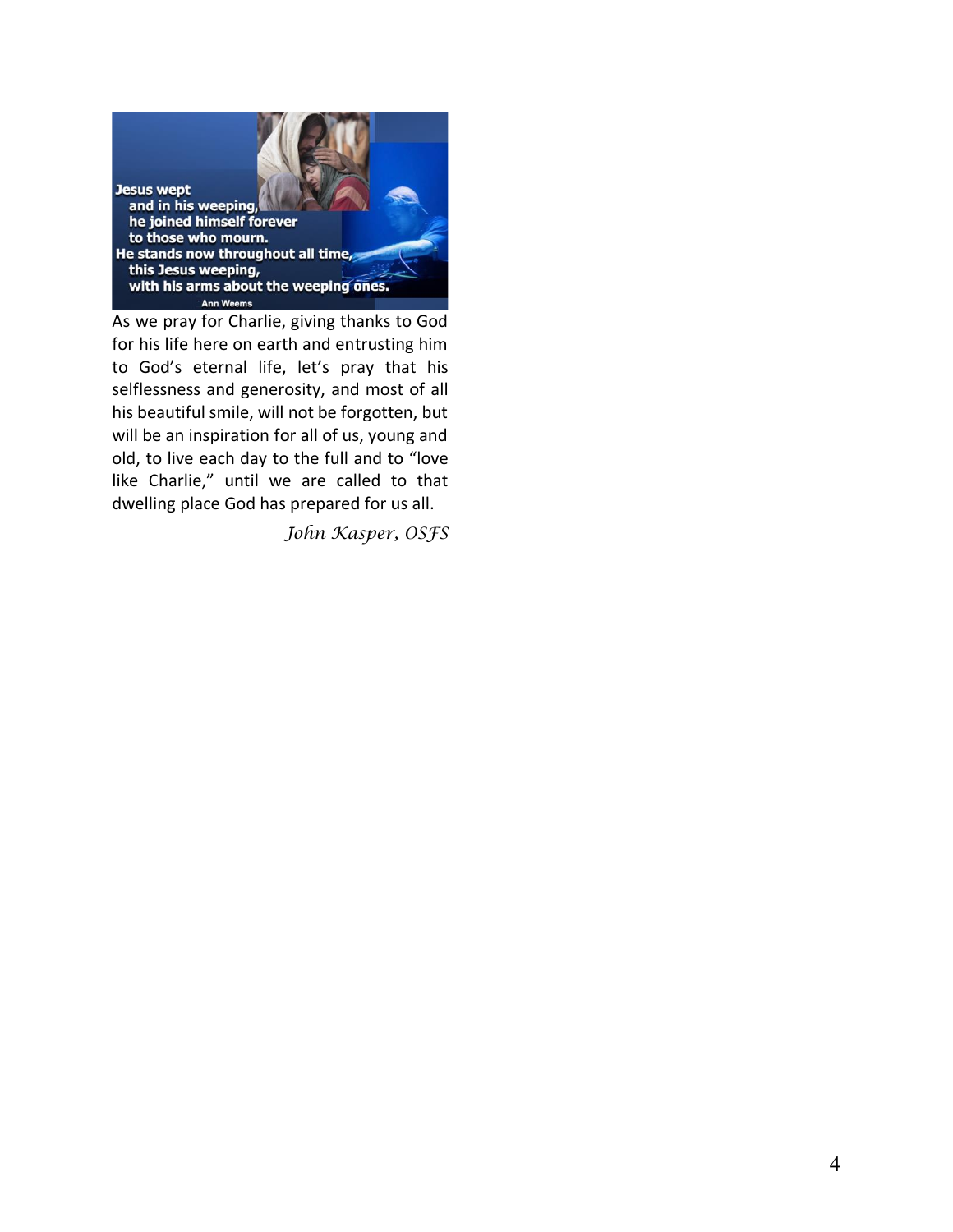Jesus wept
and in his weeping,
he joined himself forever
to those who mourn.
He stands now throughout all time,
this Jesus weeping,
with his arms about the weeping ones.
Ann Weems

As we pray for Charlie, giving thanks to God for his life here on earth and entrusting him to God's eternal life, let's pray that his selflessness and generosity, and most of all his beautiful smile, will not be forgotten, but will be an inspiration for all of us, young and old, to live each day to the full and to "love like Charlie," until we are called to that dwelling place God has prepared for us all.

*John Kasper, OSFS*